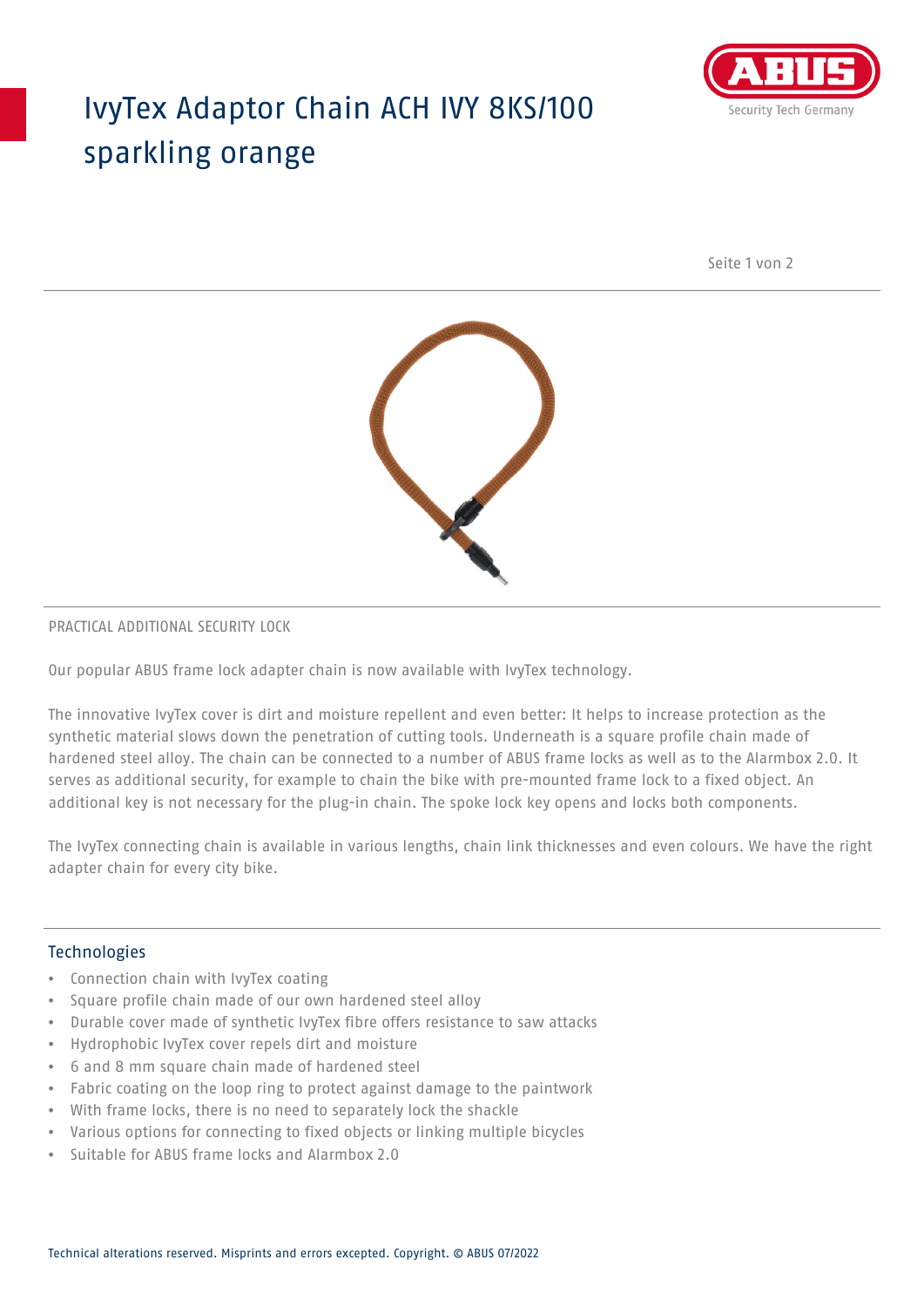# IvyTex Adaptor Chain ACH IVY 8KS/100 sparkling orange

PRACTICAL ADDITIONAL SECURITY LOCK

Our popular ABUS frame lock adapter chain is now available with IvyTex technology.

The innovative IvyTex cover is dirt and moisture repellent and even better: It helps to increase protection as the synthetic material slows down the penetration of cutting tools. Underneath is a square profile chain made of hardened steel alloy. The chain can be connected to a number of ABUS frame locks as well as to the Alarmbox 2.0. It serves as additional security, for example to chain the bike with pre-mounted frame lock to a fixed object. An additional key is not necessary for the plug-in chain. The spoke lock key opens and locks both components.

The IvyTex connecting chain is available in various lengths, chain link thicknesses and even colours. We have the right adapter chain for every city bike.

## Technologies

- Connection chain with IvyTex coating
- Square profile chain made of our own hardened steel alloy
- Durable cover made of synthetic IvyTex fibre offers resistance to saw attacks
- Hydrophobic IvyTex cover repels dirt and moisture
- 6 and 8 mm square chain made of hardened steel
- Fabric coating on the loop ring to protect against damage to the paintwork
- With frame locks, there is no need to separately lock the shackle
- Various options for connecting to fixed objects or linking multiple bicycles
- Suitable for ABUS frame locks and Alarmbox 2.0

Technical alterations reserved. Misprints and errors excepted. Copyright. © ABUS 07/2022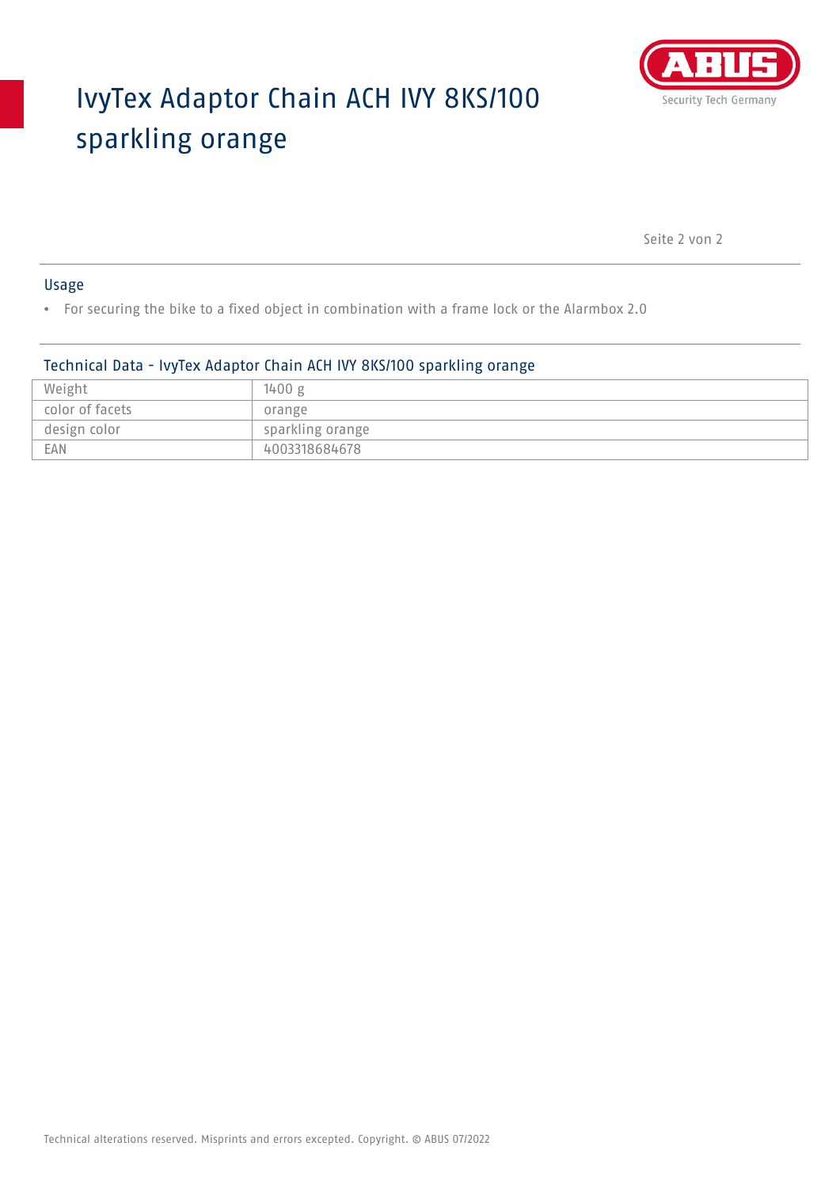# IvyTex Adaptor Chain ACH IVY 8KS/100 sparkling orange

## Usage

- For securing the bike to a fixed object in combination with a frame lock or the Alarmbox 2.0

## Technical Data - IvyTex Adaptor Chain ACH IVY 8KS/100 sparkling orange

| | |
|---|---|
| Weight | 1400 g |
| color of facets | orange |
| design color | sparkling orange |
| EAN | 4003318684678 |

Technical alterations reserved. Misprints and errors excepted. Copyright. © ABUS 07/2022